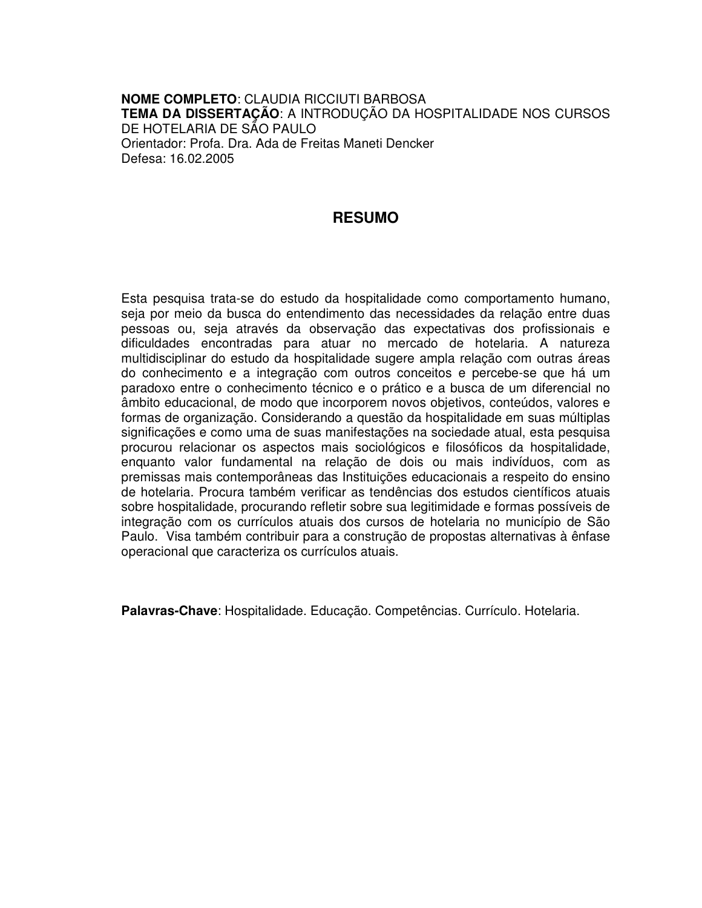**NOME COMPLETO**: CLAUDIA RICCIUTI BARBOSA
**TEMA DA DISSERTAÇÃO**: A INTRODUÇÃO DA HOSPITALIDADE NOS CURSOS DE HOTELARIA DE SÃO PAULO
Orientador: Profa. Dra. Ada de Freitas Maneti Dencker
Defesa: 16.02.2005

## RESUMO

Esta pesquisa trata-se do estudo da hospitalidade como comportamento humano, seja por meio da busca do entendimento das necessidades da relação entre duas pessoas ou, seja através da observação das expectativas dos profissionais e dificuldades encontradas para atuar no mercado de hotelaria. A natureza multidisciplinar do estudo da hospitalidade sugere ampla relação com outras áreas do conhecimento e a integração com outros conceitos e percebe-se que há um paradoxo entre o conhecimento técnico e o prático e a busca de um diferencial no âmbito educacional, de modo que incorporem novos objetivos, conteúdos, valores e formas de organização. Considerando a questão da hospitalidade em suas múltiplas significações e como uma de suas manifestações na sociedade atual, esta pesquisa procurou relacionar os aspectos mais sociológicos e filosóficos da hospitalidade, enquanto valor fundamental na relação de dois ou mais indivíduos, com as premissas mais contemporâneas das Instituições educacionais a respeito do ensino de hotelaria. Procura também verificar as tendências dos estudos científicos atuais sobre hospitalidade, procurando refletir sobre sua legitimidade e formas possíveis de integração com os currículos atuais dos cursos de hotelaria no município de São Paulo. Visa também contribuir para a construção de propostas alternativas à ênfase operacional que caracteriza os currículos atuais.

**Palavras-Chave**: Hospitalidade. Educação. Competências. Currículo. Hotelaria.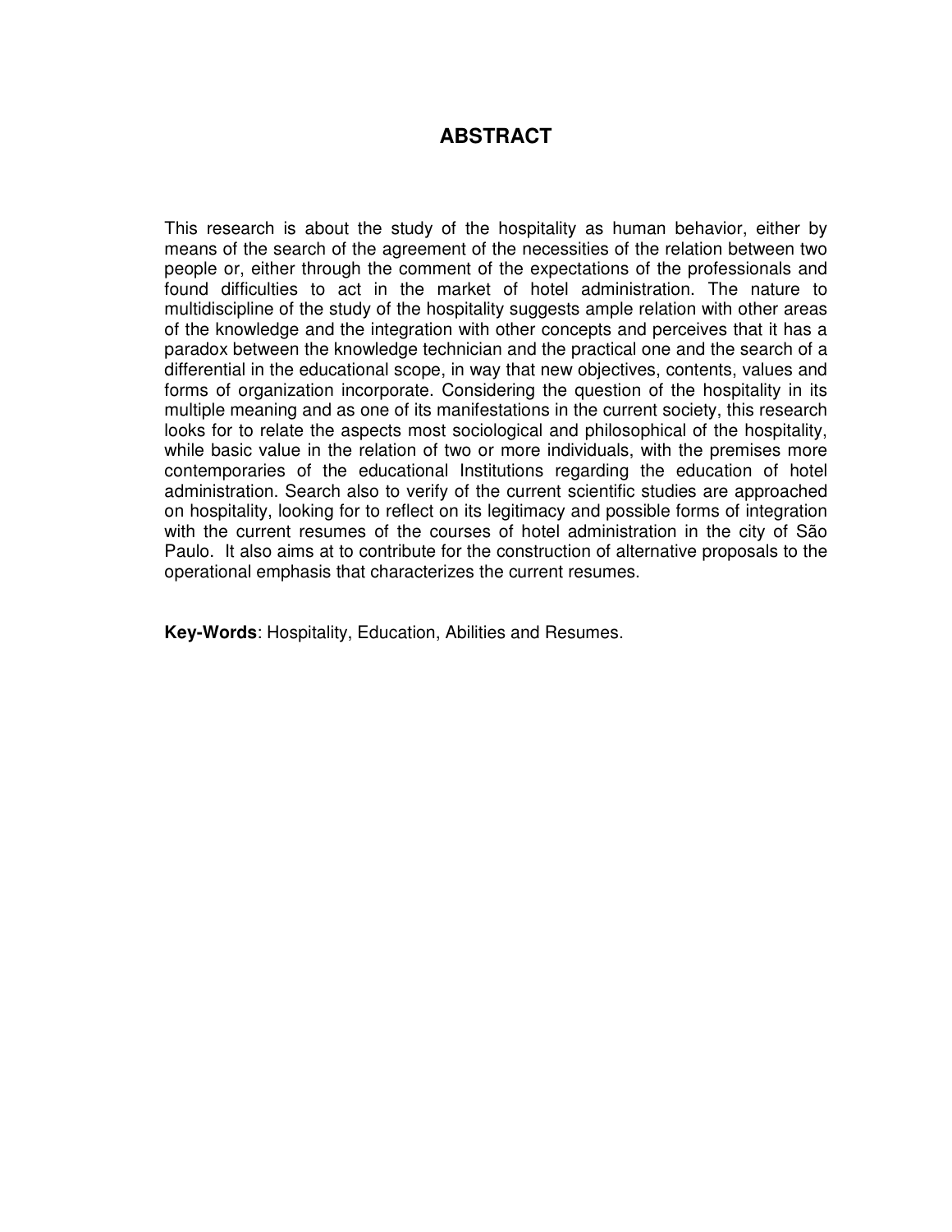# ABSTRACT

This research is about the study of the hospitality as human behavior, either by means of the search of the agreement of the necessities of the relation between two people or, either through the comment of the expectations of the professionals and found difficulties to act in the market of hotel administration. The nature to multidiscipline of the study of the hospitality suggests ample relation with other areas of the knowledge and the integration with other concepts and perceives that it has a paradox between the knowledge technician and the practical one and the search of a differential in the educational scope, in way that new objectives, contents, values and forms of organization incorporate. Considering the question of the hospitality in its multiple meaning and as one of its manifestations in the current society, this research looks for to relate the aspects most sociological and philosophical of the hospitality, while basic value in the relation of two or more individuals, with the premises more contemporaries of the educational Institutions regarding the education of hotel administration. Search also to verify of the current scientific studies are approached on hospitality, looking for to reflect on its legitimacy and possible forms of integration with the current resumes of the courses of hotel administration in the city of São Paulo. It also aims at to contribute for the construction of alternative proposals to the operational emphasis that characterizes the current resumes.

**Key-Words**: Hospitality, Education, Abilities and Resumes.